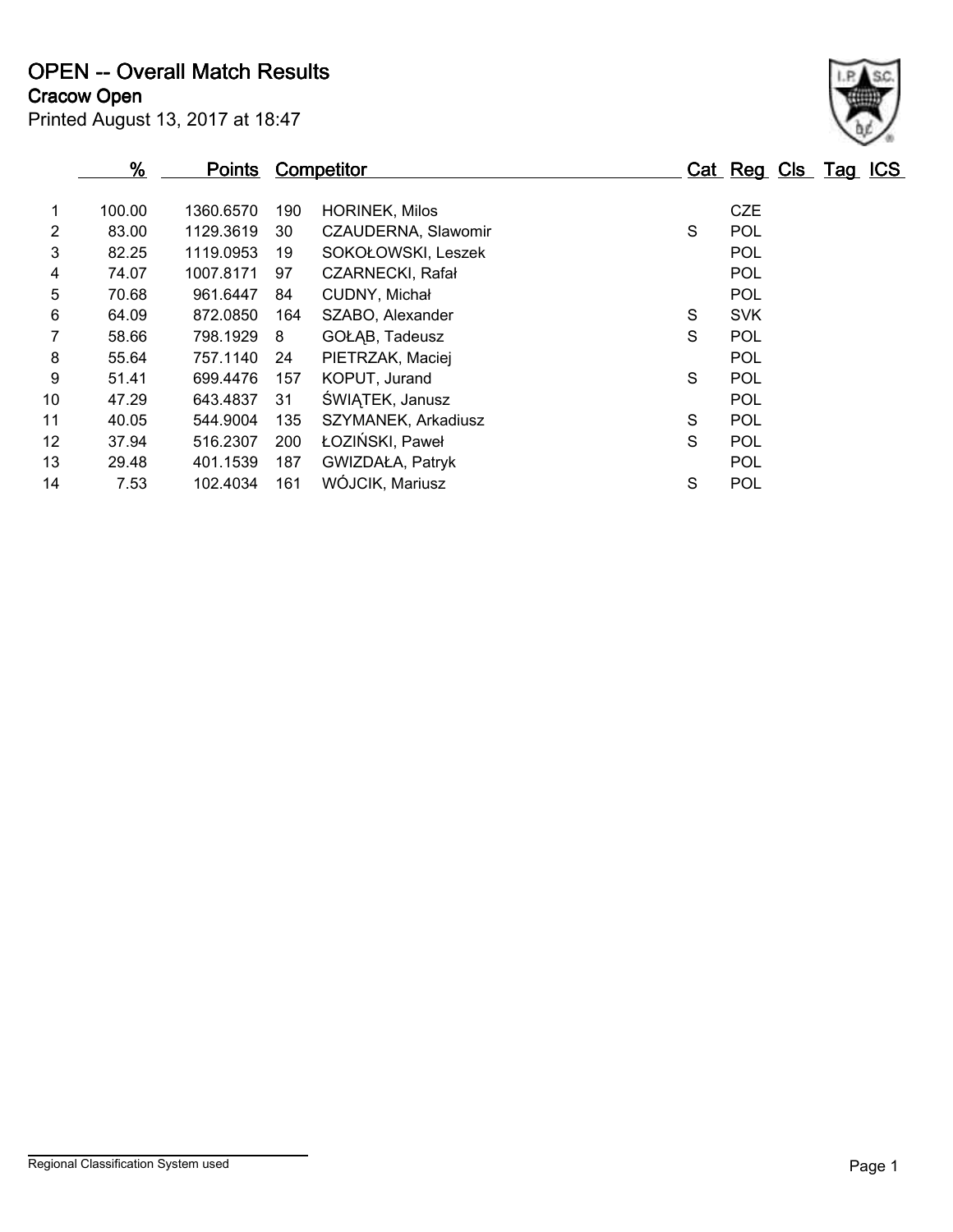# OPEN -- Overall Match Results

## Cracow Open

Printed August 13, 2017 at 18:47

| | % | Points | Competitor | | Cat | Reg | Cls | Tag | ICS |
|---|---|---|---|---|---|---|---|---|---|
| 1 | 100.00 | 1360.6570 | 190 | HORINEK, Milos | | CZE | | | |
| 2 | 83.00 | 1129.3619 | 30 | CZAUDERNA, Slawomir | S | POL | | | |
| 3 | 82.25 | 1119.0953 | 19 | SOKOŁOWSKI, Leszek | | POL | | | |
| 4 | 74.07 | 1007.8171 | 97 | CZARNECKI, Rafał | | POL | | | |
| 5 | 70.68 | 961.6447 | 84 | CUDNY, Michał | | POL | | | |
| 6 | 64.09 | 872.0850 | 164 | SZABO, Alexander | S | SVK | | | |
| 7 | 58.66 | 798.1929 | 8 | GOŁĄB, Tadeusz | S | POL | | | |
| 8 | 55.64 | 757.1140 | 24 | PIETRZAK, Maciej | | POL | | | |
| 9 | 51.41 | 699.4476 | 157 | KOPUT, Jurand | S | POL | | | |
| 10 | 47.29 | 643.4837 | 31 | ŚWIĄTEK, Janusz | | POL | | | |
| 11 | 40.05 | 544.9004 | 135 | SZYMANEK, Arkadiusz | S | POL | | | |
| 12 | 37.94 | 516.2307 | 200 | ŁOZIŃSKI, Paweł | S | POL | | | |
| 13 | 29.48 | 401.1539 | 187 | GWIZDAŁA, Patryk | | POL | | | |
| 14 | 7.53 | 102.4034 | 161 | WÓJCIK, Mariusz | S | POL | | | |

Regional Classification System used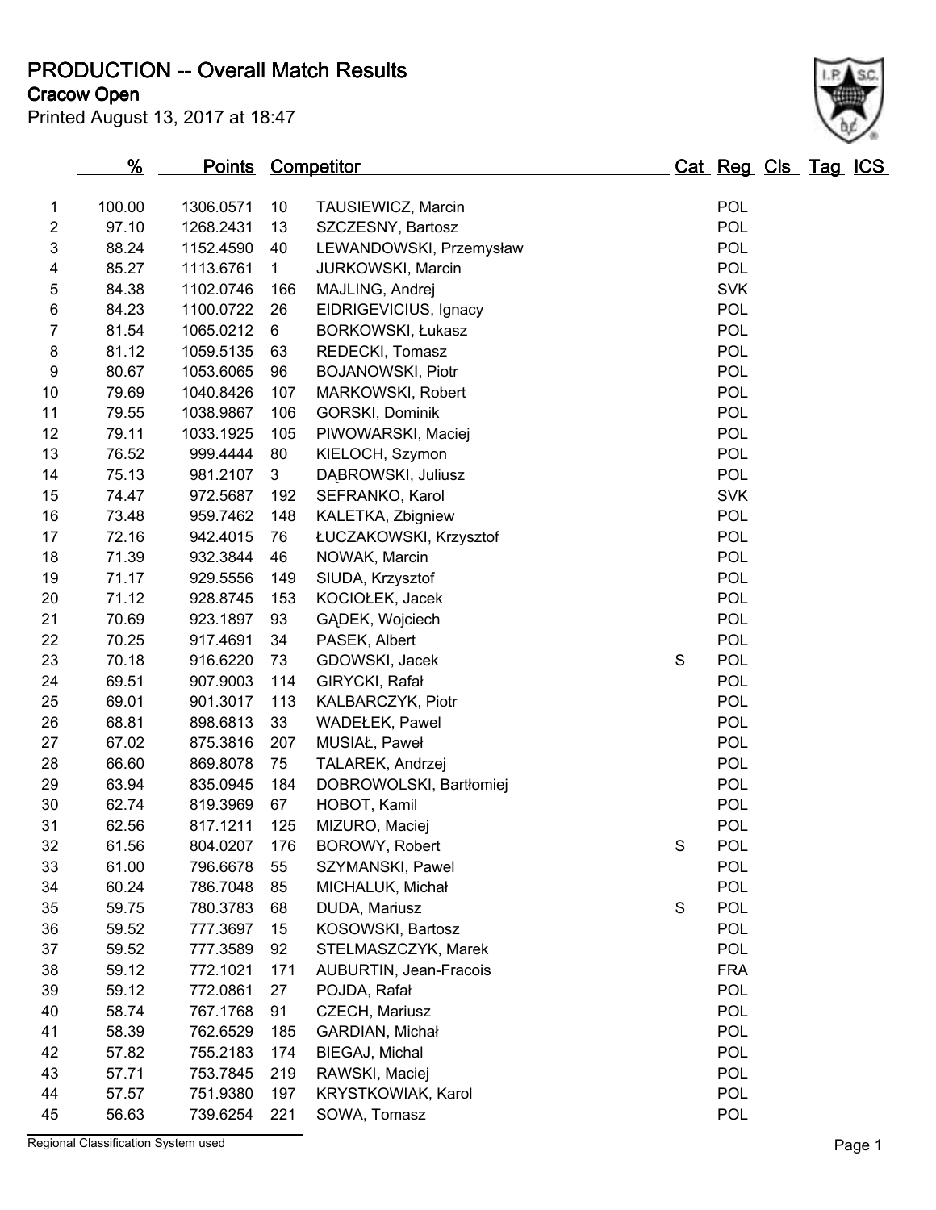# PRODUCTION -- Overall Match Results

## Cracow Open

Printed August 13, 2017 at 18:47

| | % | Points | Competitor | | Cat | Reg | Cls | Tag | ICS |
|---|---|---|---|---|---|---|---|---|---|
| 1 | 100.00 | 1306.0571 | 10 | TAUSIEWICZ, Marcin | | POL | | | |
| 2 | 97.10 | 1268.2431 | 13 | SZCZESNY, Bartosz | | POL | | | |
| 3 | 88.24 | 1152.4590 | 40 | LEWANDOWSKI, Przemysław | | POL | | | |
| 4 | 85.27 | 1113.6761 | 1 | JURKOWSKI, Marcin | | POL | | | |
| 5 | 84.38 | 1102.0746 | 166 | MAJLING, Andrej | | SVK | | | |
| 6 | 84.23 | 1100.0722 | 26 | EIDRIGEVICIUS, Ignacy | | POL | | | |
| 7 | 81.54 | 1065.0212 | 6 | BORKOWSKI, Łukasz | | POL | | | |
| 8 | 81.12 | 1059.5135 | 63 | REDECKI, Tomasz | | POL | | | |
| 9 | 80.67 | 1053.6065 | 96 | BOJANOWSKI, Piotr | | POL | | | |
| 10 | 79.69 | 1040.8426 | 107 | MARKOWSKI, Robert | | POL | | | |
| 11 | 79.55 | 1038.9867 | 106 | GORSKI, Dominik | | POL | | | |
| 12 | 79.11 | 1033.1925 | 105 | PIWOWARSKI, Maciej | | POL | | | |
| 13 | 76.52 | 999.4444 | 80 | KIELOCH, Szymon | | POL | | | |
| 14 | 75.13 | 981.2107 | 3 | DĄBROWSKI, Juliusz | | POL | | | |
| 15 | 74.47 | 972.5687 | 192 | SEFRANKO, Karol | | SVK | | | |
| 16 | 73.48 | 959.7462 | 148 | KALETKA, Zbigniew | | POL | | | |
| 17 | 72.16 | 942.4015 | 76 | ŁUCZAKOWSKI, Krzysztof | | POL | | | |
| 18 | 71.39 | 932.3844 | 46 | NOWAK, Marcin | | POL | | | |
| 19 | 71.17 | 929.5556 | 149 | SIUDA, Krzysztof | | POL | | | |
| 20 | 71.12 | 928.8745 | 153 | KOCIOŁEK, Jacek | | POL | | | |
| 21 | 70.69 | 923.1897 | 93 | GĄDEK, Wojciech | | POL | | | |
| 22 | 70.25 | 917.4691 | 34 | PASEK, Albert | | POL | | | |
| 23 | 70.18 | 916.6220 | 73 | GDOWSKI, Jacek | S | POL | | | |
| 24 | 69.51 | 907.9003 | 114 | GIRYCKI, Rafał | | POL | | | |
| 25 | 69.01 | 901.3017 | 113 | KALBARCZYK, Piotr | | POL | | | |
| 26 | 68.81 | 898.6813 | 33 | WADEŁEK, Pawel | | POL | | | |
| 27 | 67.02 | 875.3816 | 207 | MUSIAŁ, Paweł | | POL | | | |
| 28 | 66.60 | 869.8078 | 75 | TALAREK, Andrzej | | POL | | | |
| 29 | 63.94 | 835.0945 | 184 | DOBROWOLSKI, Bartłomiej | | POL | | | |
| 30 | 62.74 | 819.3969 | 67 | HOBOT, Kamil | | POL | | | |
| 31 | 62.56 | 817.1211 | 125 | MIZURO, Maciej | | POL | | | |
| 32 | 61.56 | 804.0207 | 176 | BOROWY, Robert | S | POL | | | |
| 33 | 61.00 | 796.6678 | 55 | SZYMANSKI, Pawel | | POL | | | |
| 34 | 60.24 | 786.7048 | 85 | MICHALUK, Michał | | POL | | | |
| 35 | 59.75 | 780.3783 | 68 | DUDA, Mariusz | S | POL | | | |
| 36 | 59.52 | 777.3697 | 15 | KOSOWSKI, Bartosz | | POL | | | |
| 37 | 59.52 | 777.3589 | 92 | STELMASZCZYK, Marek | | POL | | | |
| 38 | 59.12 | 772.1021 | 171 | AUBURTIN, Jean-Fracois | | FRA | | | |
| 39 | 59.12 | 772.0861 | 27 | POJDA, Rafał | | POL | | | |
| 40 | 58.74 | 767.1768 | 91 | CZECH, Mariusz | | POL | | | |
| 41 | 58.39 | 762.6529 | 185 | GARDIAN, Michał | | POL | | | |
| 42 | 57.82 | 755.2183 | 174 | BIEGAJ, Michal | | POL | | | |
| 43 | 57.71 | 753.7845 | 219 | RAWSKI, Maciej | | POL | | | |
| 44 | 57.57 | 751.9380 | 197 | KRYSTKOWIAK, Karol | | POL | | | |
| 45 | 56.63 | 739.6254 | 221 | SOWA, Tomasz | | POL | | | |

Regional Classification System used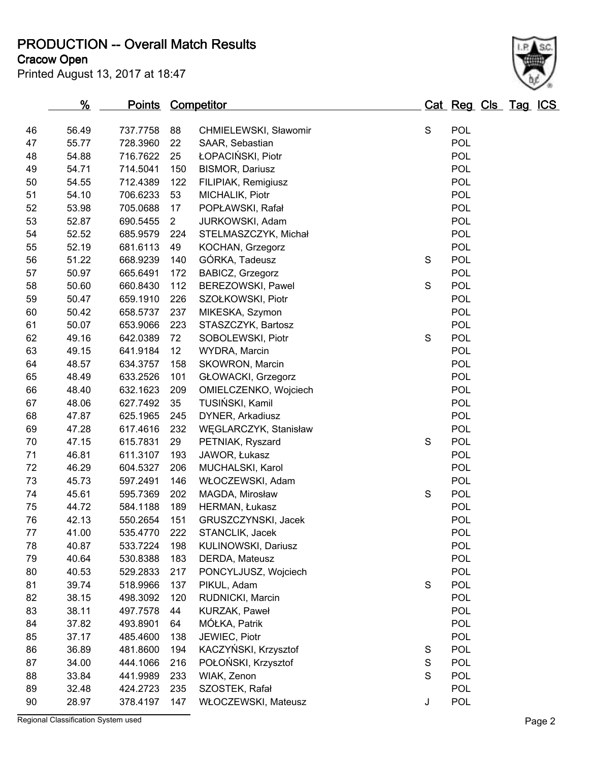# PRODUCTION -- Overall Match Results

**Cracow Open**

Printed August 13, 2017 at 18:47

| | % | Points | Competitor | | Cat | Reg | Cls | Tag | ICS |
|---|---|---|---|---|---|---|---|---|---|
| 46 | 56.49 | 737.7758 | 88 | CHMIELEWSKI, Sławomir | S | POL | | | |
| 47 | 55.77 | 728.3960 | 22 | SAAR, Sebastian | | POL | | | |
| 48 | 54.88 | 716.7622 | 25 | ŁOPACIŃSKI, Piotr | | POL | | | |
| 49 | 54.71 | 714.5041 | 150 | BISMOR, Dariusz | | POL | | | |
| 50 | 54.55 | 712.4389 | 122 | FILIPIAK, Remigiusz | | POL | | | |
| 51 | 54.10 | 706.6233 | 53 | MICHALIK, Piotr | | POL | | | |
| 52 | 53.98 | 705.0688 | 17 | POPŁAWSKI, Rafał | | POL | | | |
| 53 | 52.87 | 690.5455 | 2 | JURKOWSKI, Adam | | POL | | | |
| 54 | 52.52 | 685.9579 | 224 | STELMASZCZYK, Michał | | POL | | | |
| 55 | 52.19 | 681.6113 | 49 | KOCHAN, Grzegorz | | POL | | | |
| 56 | 51.22 | 668.9239 | 140 | GÓRKA, Tadeusz | S | POL | | | |
| 57 | 50.97 | 665.6491 | 172 | BABICZ, Grzegorz | | POL | | | |
| 58 | 50.60 | 660.8430 | 112 | BEREZOWSKI, Pawel | S | POL | | | |
| 59 | 50.47 | 659.1910 | 226 | SZOŁKOWSKI, Piotr | | POL | | | |
| 60 | 50.42 | 658.5737 | 237 | MIKESKA, Szymon | | POL | | | |
| 61 | 50.07 | 653.9066 | 223 | STASZCZYK, Bartosz | | POL | | | |
| 62 | 49.16 | 642.0389 | 72 | SOBOLEWSKI, Piotr | S | POL | | | |
| 63 | 49.15 | 641.9184 | 12 | WYDRA, Marcin | | POL | | | |
| 64 | 48.57 | 634.3757 | 158 | SKOWRON, Marcin | | POL | | | |
| 65 | 48.49 | 633.2526 | 101 | GŁOWACKI, Grzegorz | | POL | | | |
| 66 | 48.40 | 632.1623 | 209 | OMIELCZENKO, Wojciech | | POL | | | |
| 67 | 48.06 | 627.7492 | 35 | TUSIŃSKI, Kamil | | POL | | | |
| 68 | 47.87 | 625.1965 | 245 | DYNER, Arkadiusz | | POL | | | |
| 69 | 47.28 | 617.4616 | 232 | WĘGLARCZYK, Stanisław | | POL | | | |
| 70 | 47.15 | 615.7831 | 29 | PETNIAK, Ryszard | S | POL | | | |
| 71 | 46.81 | 611.3107 | 193 | JAWOR, Łukasz | | POL | | | |
| 72 | 46.29 | 604.5327 | 206 | MUCHALSKI, Karol | | POL | | | |
| 73 | 45.73 | 597.2491 | 146 | WŁOCZEWSKI, Adam | | POL | | | |
| 74 | 45.61 | 595.7369 | 202 | MAGDA, Mirosław | S | POL | | | |
| 75 | 44.72 | 584.1188 | 189 | HERMAN, Łukasz | | POL | | | |
| 76 | 42.13 | 550.2654 | 151 | GRUSZCZYNSKI, Jacek | | POL | | | |
| 77 | 41.00 | 535.4770 | 222 | STANCLIK, Jacek | | POL | | | |
| 78 | 40.87 | 533.7224 | 198 | KULINOWSKI, Dariusz | | POL | | | |
| 79 | 40.64 | 530.8388 | 183 | DERDA, Mateusz | | POL | | | |
| 80 | 40.53 | 529.2833 | 217 | PONCYLJUSZ, Wojciech | | POL | | | |
| 81 | 39.74 | 518.9966 | 137 | PIKUL, Adam | S | POL | | | |
| 82 | 38.15 | 498.3092 | 120 | RUDNICKI, Marcin | | POL | | | |
| 83 | 38.11 | 497.7578 | 44 | KURZAK, Paweł | | POL | | | |
| 84 | 37.82 | 493.8901 | 64 | MÓŁKA, Patrik | | POL | | | |
| 85 | 37.17 | 485.4600 | 138 | JEWIEC, Piotr | | POL | | | |
| 86 | 36.89 | 481.8600 | 194 | KACZYŃSKI, Krzysztof | S | POL | | | |
| 87 | 34.00 | 444.1066 | 216 | POŁOŃSKI, Krzysztof | S | POL | | | |
| 88 | 33.84 | 441.9989 | 233 | WIAK, Zenon | S | POL | | | |
| 89 | 32.48 | 424.2723 | 235 | SZOSTEK, Rafał | | POL | | | |
| 90 | 28.97 | 378.4197 | 147 | WŁOCZEWSKI, Mateusz | J | POL | | | |

Regional Classification System used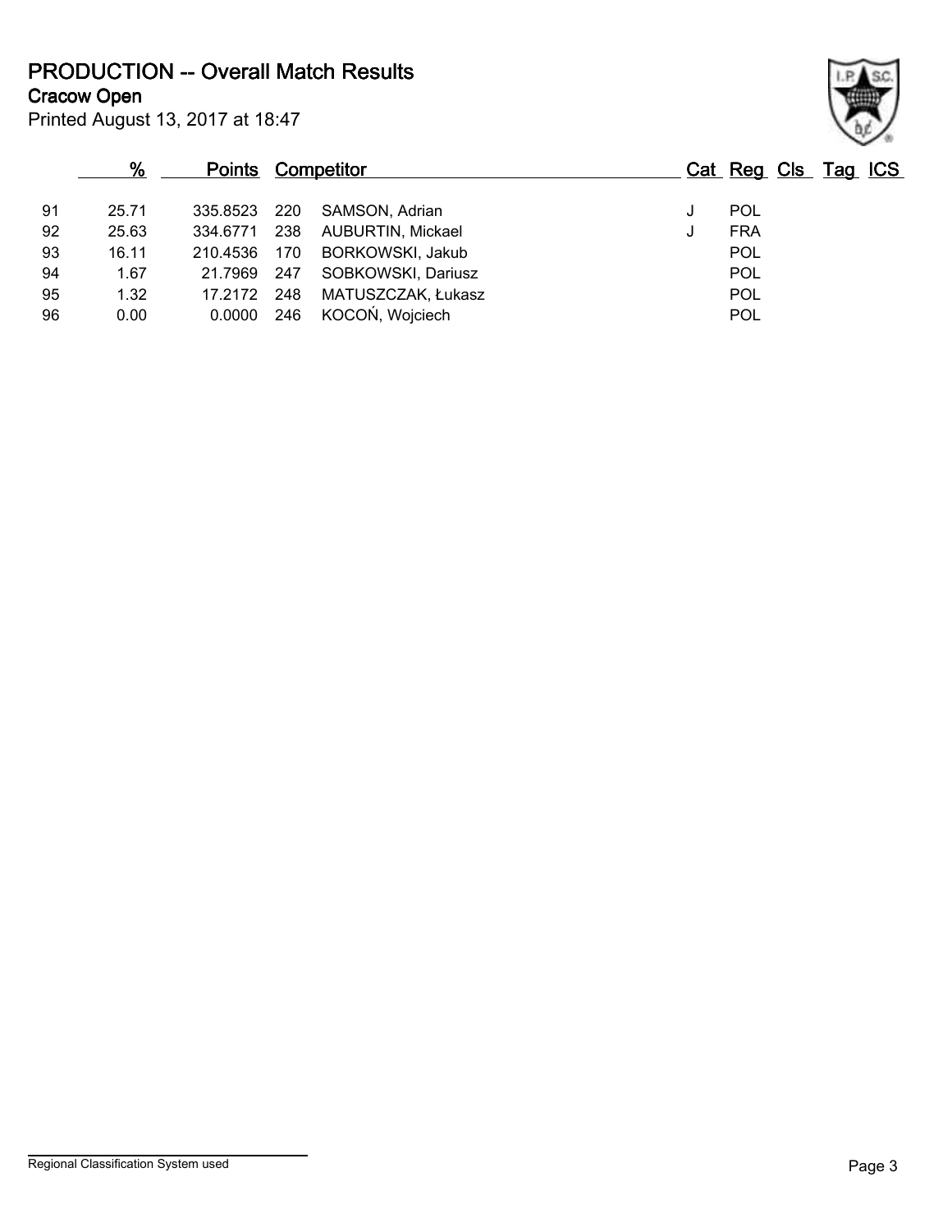# PRODUCTION -- Overall Match Results

## Cracow Open

Printed August 13, 2017 at 18:47

| | % | Points | Competitor | | Cat | Reg | Cls | Tag | ICS |
|---|---|---|---|---|---|---|---|---|---|
| 91 | 25.71 | 335.8523 | 220 | SAMSON, Adrian | J | POL | | | |
| 92 | 25.63 | 334.6771 | 238 | AUBURTIN, Mickael | J | FRA | | | |
| 93 | 16.11 | 210.4536 | 170 | BORKOWSKI, Jakub | | POL | | | |
| 94 | 1.67 | 21.7969 | 247 | SOBKOWSKI, Dariusz | | POL | | | |
| 95 | 1.32 | 17.2172 | 248 | MATUSZCZAK, Łukasz | | POL | | | |
| 96 | 0.00 | 0.0000 | 246 | KOCOŃ, Wojciech | | POL | | | |

Regional Classification System used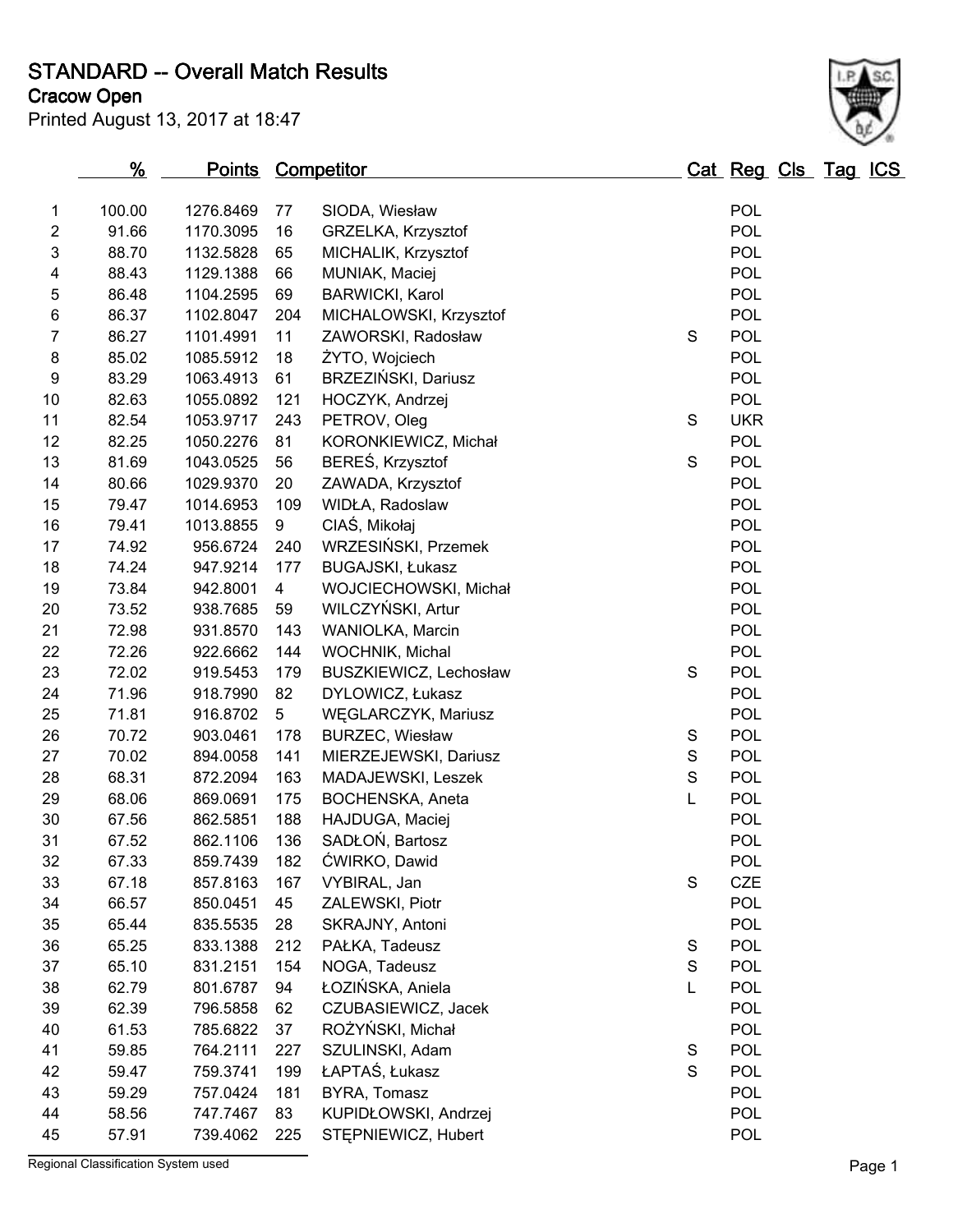# STANDARD -- Overall Match Results

## Cracow Open

Printed August 13, 2017 at 18:47

| | % | Points | | Competitor | Cat | Reg | Cls | Tag | ICS |
|---|---|---|---|---|---|---|---|---|---|
| 1 | 100.00 | 1276.8469 | 77 | SIODA, Wiesław | | POL | | | |
| 2 | 91.66 | 1170.3095 | 16 | GRZELKA, Krzysztof | | POL | | | |
| 3 | 88.70 | 1132.5828 | 65 | MICHALIK, Krzysztof | | POL | | | |
| 4 | 88.43 | 1129.1388 | 66 | MUNIAK, Maciej | | POL | | | |
| 5 | 86.48 | 1104.2595 | 69 | BARWICKI, Karol | | POL | | | |
| 6 | 86.37 | 1102.8047 | 204 | MICHALOWSKI, Krzysztof | | POL | | | |
| 7 | 86.27 | 1101.4991 | 11 | ZAWORSKI, Radosław | S | POL | | | |
| 8 | 85.02 | 1085.5912 | 18 | ŻYTO, Wojciech | | POL | | | |
| 9 | 83.29 | 1063.4913 | 61 | BRZEZIŃSKI, Dariusz | | POL | | | |
| 10 | 82.63 | 1055.0892 | 121 | HOCZYK, Andrzej | | POL | | | |
| 11 | 82.54 | 1053.9717 | 243 | PETROV, Oleg | S | UKR | | | |
| 12 | 82.25 | 1050.2276 | 81 | KORONKIEWICZ, Michał | | POL | | | |
| 13 | 81.69 | 1043.0525 | 56 | BEREŚ, Krzysztof | S | POL | | | |
| 14 | 80.66 | 1029.9370 | 20 | ZAWADA, Krzysztof | | POL | | | |
| 15 | 79.47 | 1014.6953 | 109 | WIDŁA, Radoslaw | | POL | | | |
| 16 | 79.41 | 1013.8855 | 9 | CIAŚ, Mikołaj | | POL | | | |
| 17 | 74.92 | 956.6724 | 240 | WRZESIŃSKI, Przemek | | POL | | | |
| 18 | 74.24 | 947.9214 | 177 | BUGAJSKI, Łukasz | | POL | | | |
| 19 | 73.84 | 942.8001 | 4 | WOJCIECHOWSKI, Michał | | POL | | | |
| 20 | 73.52 | 938.7685 | 59 | WILCZYŃSKI, Artur | | POL | | | |
| 21 | 72.98 | 931.8570 | 143 | WANIOLKA, Marcin | | POL | | | |
| 22 | 72.26 | 922.6662 | 144 | WOCHNIK, Michal | | POL | | | |
| 23 | 72.02 | 919.5453 | 179 | BUSZKIEWICZ, Lechosław | S | POL | | | |
| 24 | 71.96 | 918.7990 | 82 | DYLOWICZ, Łukasz | | POL | | | |
| 25 | 71.81 | 916.8702 | 5 | WĘGLARCZYK, Mariusz | | POL | | | |
| 26 | 70.72 | 903.0461 | 178 | BURZEC, Wiesław | S | POL | | | |
| 27 | 70.02 | 894.0058 | 141 | MIERZEJEWSKI, Dariusz | S | POL | | | |
| 28 | 68.31 | 872.2094 | 163 | MADAJEWSKI, Leszek | S | POL | | | |
| 29 | 68.06 | 869.0691 | 175 | BOCHENSKA, Aneta | L | POL | | | |
| 30 | 67.56 | 862.5851 | 188 | HAJDUGA, Maciej | | POL | | | |
| 31 | 67.52 | 862.1106 | 136 | SADŁOŃ, Bartosz | | POL | | | |
| 32 | 67.33 | 859.7439 | 182 | ĆWIRKO, Dawid | | POL | | | |
| 33 | 67.18 | 857.8163 | 167 | VYBIRAL, Jan | S | CZE | | | |
| 34 | 66.57 | 850.0451 | 45 | ZALEWSKI, Piotr | | POL | | | |
| 35 | 65.44 | 835.5535 | 28 | SKRAJNY, Antoni | | POL | | | |
| 36 | 65.25 | 833.1388 | 212 | PAŁKA, Tadeusz | S | POL | | | |
| 37 | 65.10 | 831.2151 | 154 | NOGA, Tadeusz | S | POL | | | |
| 38 | 62.79 | 801.6787 | 94 | ŁOZIŃSKA, Aniela | L | POL | | | |
| 39 | 62.39 | 796.5858 | 62 | CZUBASIEWICZ, Jacek | | POL | | | |
| 40 | 61.53 | 785.6822 | 37 | ROŻYŃSKI, Michał | | POL | | | |
| 41 | 59.85 | 764.2111 | 227 | SZULINSKI, Adam | S | POL | | | |
| 42 | 59.47 | 759.3741 | 199 | ŁAPTAŚ, Łukasz | S | POL | | | |
| 43 | 59.29 | 757.0424 | 181 | BYRA, Tomasz | | POL | | | |
| 44 | 58.56 | 747.7467 | 83 | KUPIDŁOWSKI, Andrzej | | POL | | | |
| 45 | 57.91 | 739.4062 | 225 | STĘPNIEWICZ, Hubert | | POL | | | |

Regional Classification System used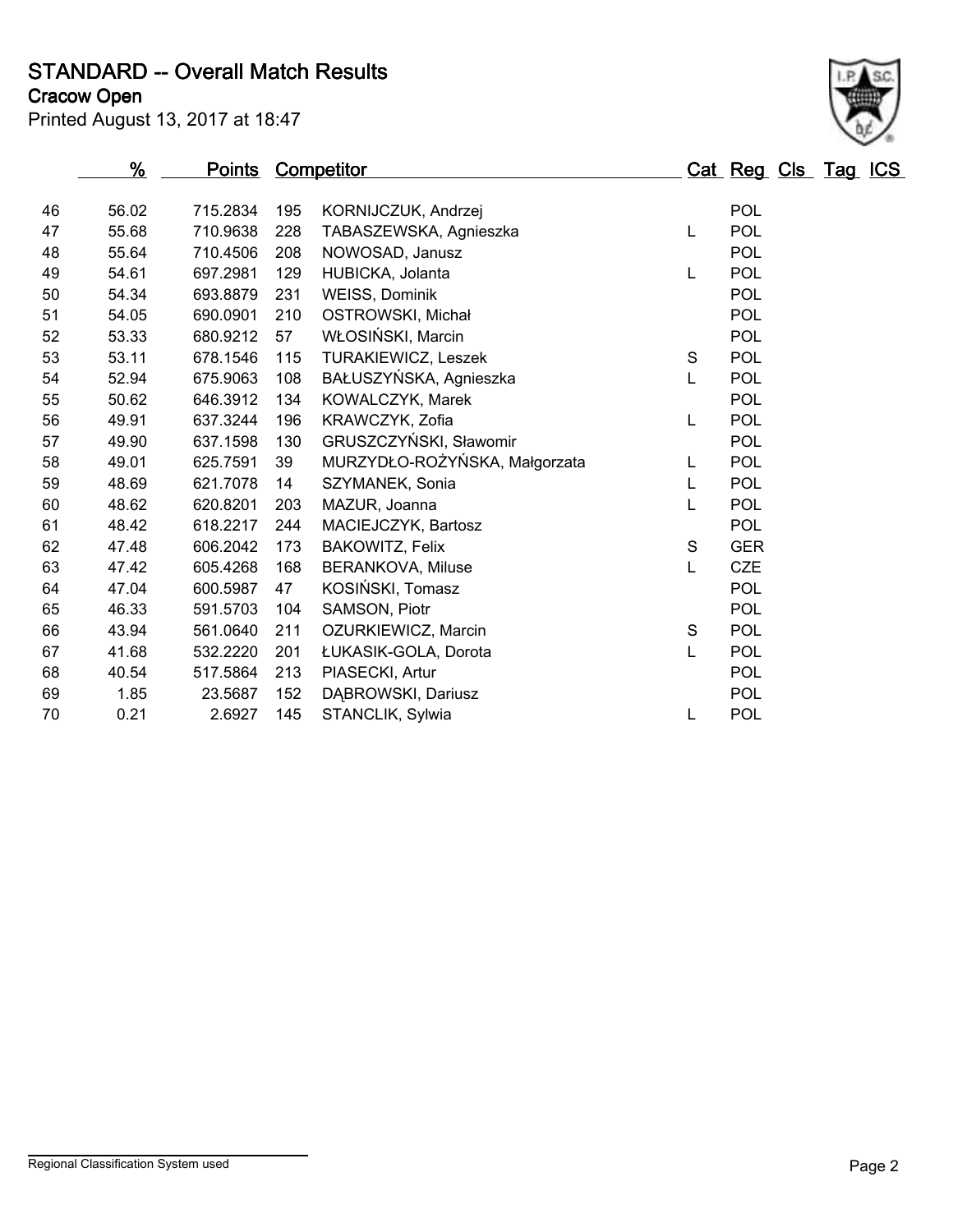# STANDARD -- Overall Match Results

**Cracow Open**

Printed August 13, 2017 at 18:47

| | % | Points | Competitor | | Cat | Reg | Cls | Tag | ICS |
|---|---|---|---|---|---|---|---|---|---|
| 46 | 56.02 | 715.2834 | 195 | KORNIJCZUK, Andrzej | | POL | | | |
| 47 | 55.68 | 710.9638 | 228 | TABASZEWSKA, Agnieszka | L | POL | | | |
| 48 | 55.64 | 710.4506 | 208 | NOWOSAD, Janusz | | POL | | | |
| 49 | 54.61 | 697.2981 | 129 | HUBICKA, Jolanta | L | POL | | | |
| 50 | 54.34 | 693.8879 | 231 | WEISS, Dominik | | POL | | | |
| 51 | 54.05 | 690.0901 | 210 | OSTROWSKI, Michał | | POL | | | |
| 52 | 53.33 | 680.9212 | 57 | WŁOSIŃSKI, Marcin | | POL | | | |
| 53 | 53.11 | 678.1546 | 115 | TURAKIEWICZ, Leszek | S | POL | | | |
| 54 | 52.94 | 675.9063 | 108 | BAŁUSZYŃSKA, Agnieszka | L | POL | | | |
| 55 | 50.62 | 646.3912 | 134 | KOWALCZYK, Marek | | POL | | | |
| 56 | 49.91 | 637.3244 | 196 | KRAWCZYK, Zofia | L | POL | | | |
| 57 | 49.90 | 637.1598 | 130 | GRUSZCZYŃSKI, Sławomir | | POL | | | |
| 58 | 49.01 | 625.7591 | 39 | MURZYDŁO-ROŻYŃSKA, Małgorzata | L | POL | | | |
| 59 | 48.69 | 621.7078 | 14 | SZYMANEK, Sonia | L | POL | | | |
| 60 | 48.62 | 620.8201 | 203 | MAZUR, Joanna | L | POL | | | |
| 61 | 48.42 | 618.2217 | 244 | MACIEJCZYK, Bartosz | | POL | | | |
| 62 | 47.48 | 606.2042 | 173 | BAKOWITZ, Felix | S | GER | | | |
| 63 | 47.42 | 605.4268 | 168 | BERANKOVA, Miluse | L | CZE | | | |
| 64 | 47.04 | 600.5987 | 47 | KOSIŃSKI, Tomasz | | POL | | | |
| 65 | 46.33 | 591.5703 | 104 | SAMSON, Piotr | | POL | | | |
| 66 | 43.94 | 561.0640 | 211 | OZURKIEWICZ, Marcin | S | POL | | | |
| 67 | 41.68 | 532.2220 | 201 | ŁUKASIK-GOLA, Dorota | L | POL | | | |
| 68 | 40.54 | 517.5864 | 213 | PIASECKI, Artur | | POL | | | |
| 69 | 1.85 | 23.5687 | 152 | DĄBROWSKI, Dariusz | | POL | | | |
| 70 | 0.21 | 2.6927 | 145 | STANCLIK, Sylwia | L | POL | | | |

Regional Classification System used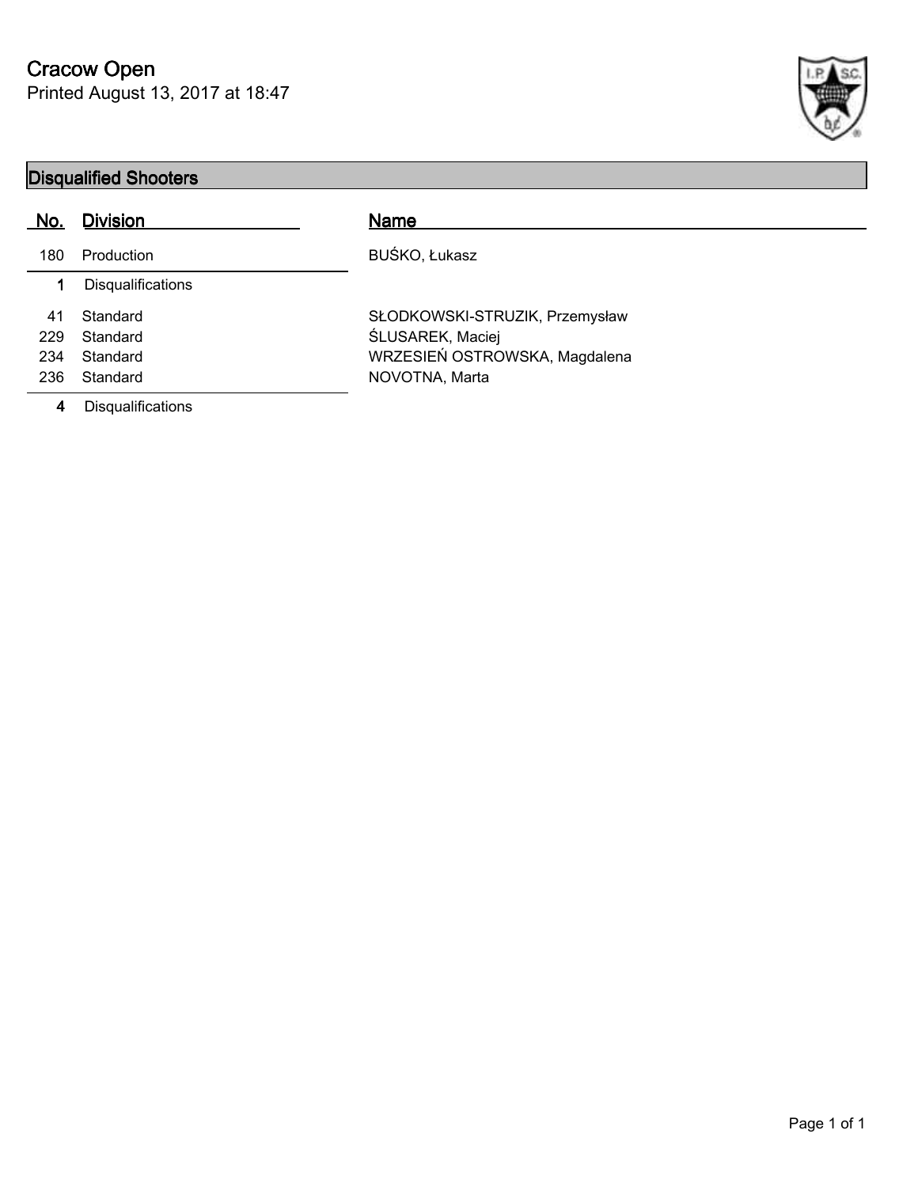# Cracow Open

Printed August 13, 2017 at 18:47

## Disqualified Shooters

| No. | Division | Name |
|---|---|---|
| 180 | Production | BUŚKO, Łukasz |
| **1** | Disqualifications | |
| 41 | Standard | SŁODKOWSKI-STRUZIK, Przemysław |
| 229 | Standard | ŚLUSAREK, Maciej |
| 234 | Standard | WRZESIEŃ OSTROWSKA, Magdalena |
| 236 | Standard | NOVOTNA, Marta |
| **4** | Disqualifications | |